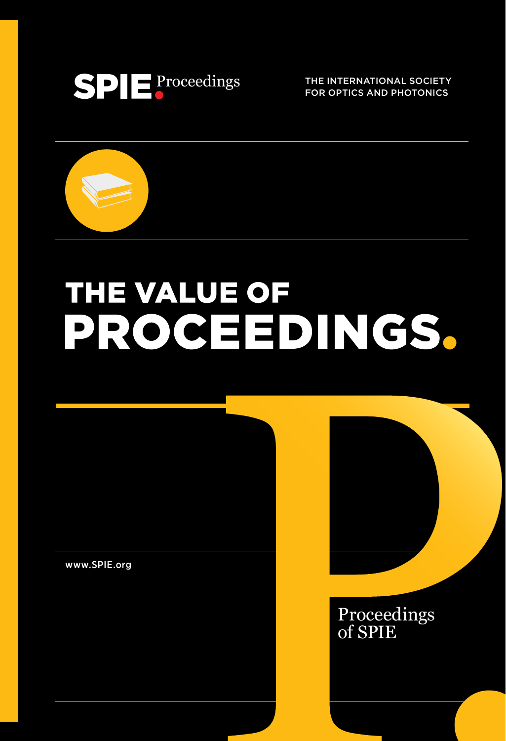SPIE Proceedings

THE INTERNATIONAL SOCIETY FOR OPTICS AND PHOTONICS

# THE VALUE OF PROCEEDINGS.

www.SPIE.org

Proceedings of SPIE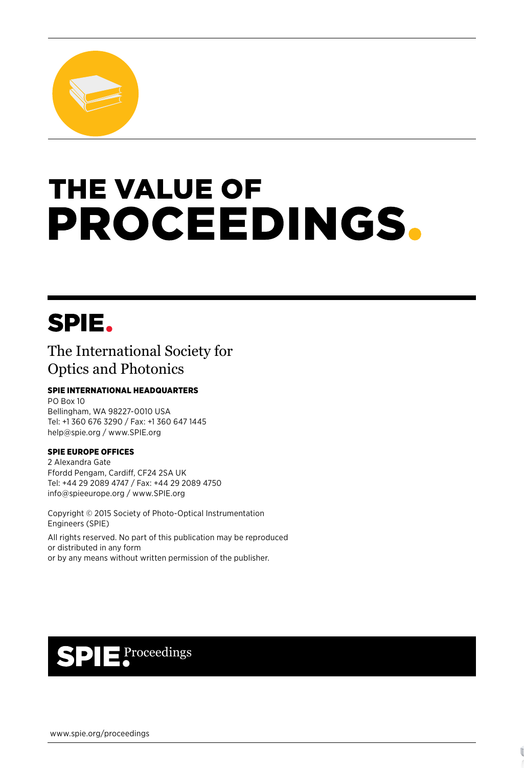# THE VALUE OF PROCEEDINGS.

## SPIE.

The International Society for Optics and Photonics

**SPIE INTERNATIONAL HEADQUARTERS**
PO Box 10
Bellingham, WA 98227-0010 USA
Tel: +1 360 676 3290 / Fax: +1 360 647 1445
help@spie.org / www.SPIE.org

**SPIE EUROPE OFFICES**
2 Alexandra Gate
Ffordd Pengam, Cardiff, CF24 2SA UK
Tel: +44 29 2089 4747 / Fax: +44 29 2089 4750
info@spieeurope.org / www.SPIE.org

Copyright © 2015 Society of Photo-Optical Instrumentation Engineers (SPIE)

All rights reserved. No part of this publication may be reproduced or distributed in any form
or by any means without written permission of the publisher.

**SPIE. Proceedings**

www.spie.org/proceedings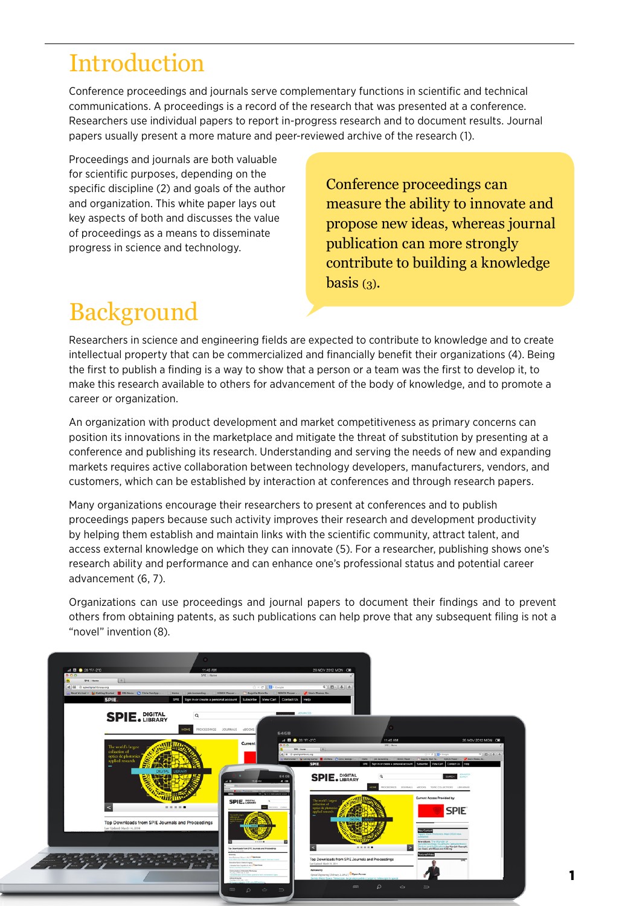# Introduction

Conference proceedings and journals serve complementary functions in scientific and technical communications. A proceedings is a record of the research that was presented at a conference. Researchers use individual papers to report in-progress research and to document results. Journal papers usually present a more mature and peer-reviewed archive of the research (1).

Proceedings and journals are both valuable for scientific purposes, depending on the specific discipline (2) and goals of the author and organization. This white paper lays out key aspects of both and discusses the value of proceedings as a means to disseminate progress in science and technology.

> Conference proceedings can measure the ability to innovate and propose new ideas, whereas journal publication can more strongly contribute to building a knowledge basis (3).

# Background

Researchers in science and engineering fields are expected to contribute to knowledge and to create intellectual property that can be commercialized and financially benefit their organizations (4). Being the first to publish a finding is a way to show that a person or a team was the first to develop it, to make this research available to others for advancement of the body of knowledge, and to promote a career or organization.

An organization with product development and market competitiveness as primary concerns can position its innovations in the marketplace and mitigate the threat of substitution by presenting at a conference and publishing its research. Understanding and serving the needs of new and expanding markets requires active collaboration between technology developers, manufacturers, vendors, and customers, which can be established by interaction at conferences and through research papers.

Many organizations encourage their researchers to present at conferences and to publish proceedings papers because such activity improves their research and development productivity by helping them establish and maintain links with the scientific community, attract talent, and access external knowledge on which they can innovate (5). For a researcher, publishing shows one's research ability and performance and can enhance one's professional status and potential career advancement (6, 7).

Organizations can use proceedings and journal papers to document their findings and to prevent others from obtaining patents, as such publications can help prove that any subsequent filing is not a "novel" invention (8).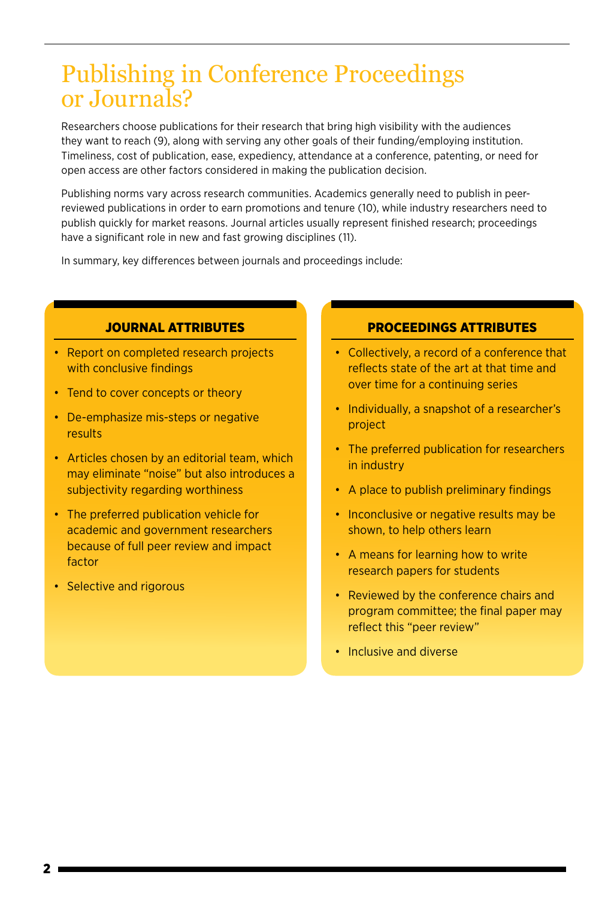# Publishing in Conference Proceedings or Journals?

Researchers choose publications for their research that bring high visibility with the audiences they want to reach (9), along with serving any other goals of their funding/employing institution. Timeliness, cost of publication, ease, expediency, attendance at a conference, patenting, or need for open access are other factors considered in making the publication decision.

Publishing norms vary across research communities. Academics generally need to publish in peer-reviewed publications in order to earn promotions and tenure (10), while industry researchers need to publish quickly for market reasons. Journal articles usually represent finished research; proceedings have a significant role in new and fast growing disciplines (11).

In summary, key differences between journals and proceedings include:

### JOURNAL ATTRIBUTES

- Report on completed research projects with conclusive findings
- Tend to cover concepts or theory
- De-emphasize mis-steps or negative results
- Articles chosen by an editorial team, which may eliminate "noise" but also introduces a subjectivity regarding worthiness
- The preferred publication vehicle for academic and government researchers because of full peer review and impact factor
- Selective and rigorous

### PROCEEDINGS ATTRIBUTES

- Collectively, a record of a conference that reflects state of the art at that time and over time for a continuing series
- Individually, a snapshot of a researcher's project
- The preferred publication for researchers in industry
- A place to publish preliminary findings
- Inconclusive or negative results may be shown, to help others learn
- A means for learning how to write research papers for students
- Reviewed by the conference chairs and program committee; the final paper may reflect this "peer review"
- Inclusive and diverse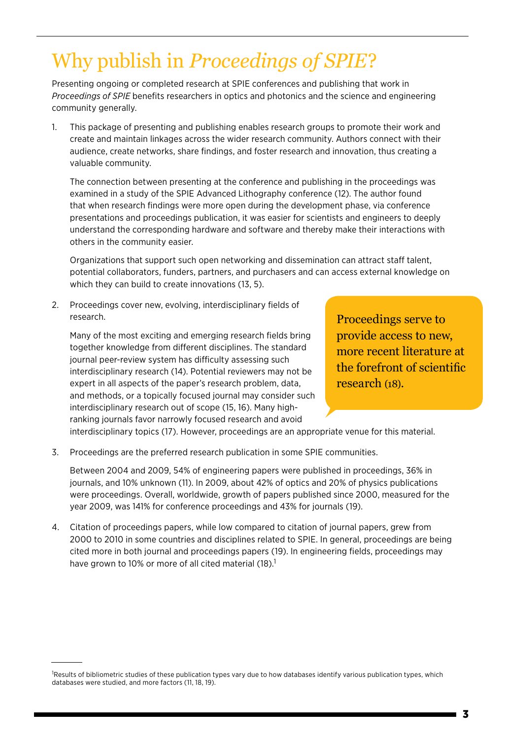# Why publish in *Proceedings of SPIE*?

Presenting ongoing or completed research at SPIE conferences and publishing that work in *Proceedings of SPIE* benefits researchers in optics and photonics and the science and engineering community generally.

1. This package of presenting and publishing enables research groups to promote their work and create and maintain linkages across the wider research community. Authors connect with their audience, create networks, share findings, and foster research and innovation, thus creating a valuable community.

   The connection between presenting at the conference and publishing in the proceedings was examined in a study of the SPIE Advanced Lithography conference (12). The author found that when research findings were more open during the development phase, via conference presentations and proceedings publication, it was easier for scientists and engineers to deeply understand the corresponding hardware and software and thereby make their interactions with others in the community easier.

   Organizations that support such open networking and dissemination can attract staff talent, potential collaborators, funders, partners, and purchasers and can access external knowledge on which they can build to create innovations (13, 5).

2. Proceedings cover new, evolving, interdisciplinary fields of research.

   Many of the most exciting and emerging research fields bring together knowledge from different disciplines. The standard journal peer-review system has difficulty assessing such interdisciplinary research (14). Potential reviewers may not be expert in all aspects of the paper's research problem, data, and methods, or a topically focused journal may consider such interdisciplinary research out of scope (15, 16). Many high-ranking journals favor narrowly focused research and avoid interdisciplinary topics (17). However, proceedings are an appropriate venue for this material.

3. Proceedings are the preferred research publication in some SPIE communities.

   Between 2004 and 2009, 54% of engineering papers were published in proceedings, 36% in journals, and 10% unknown (11). In 2009, about 42% of optics and 20% of physics publications were proceedings. Overall, worldwide, growth of papers published since 2000, measured for the year 2009, was 141% for conference proceedings and 43% for journals (19).

4. Citation of proceedings papers, while low compared to citation of journal papers, grew from 2000 to 2010 in some countries and disciplines related to SPIE. In general, proceedings are being cited more in both journal and proceedings papers (19). In engineering fields, proceedings may have grown to 10% or more of all cited material (18).[1]

> Proceedings serve to provide access to new, more recent literature at the forefront of scientific research (18).

[1] Results of bibliometric studies of these publication types vary due to how databases identify various publication types, which databases were studied, and more factors (11, 18, 19).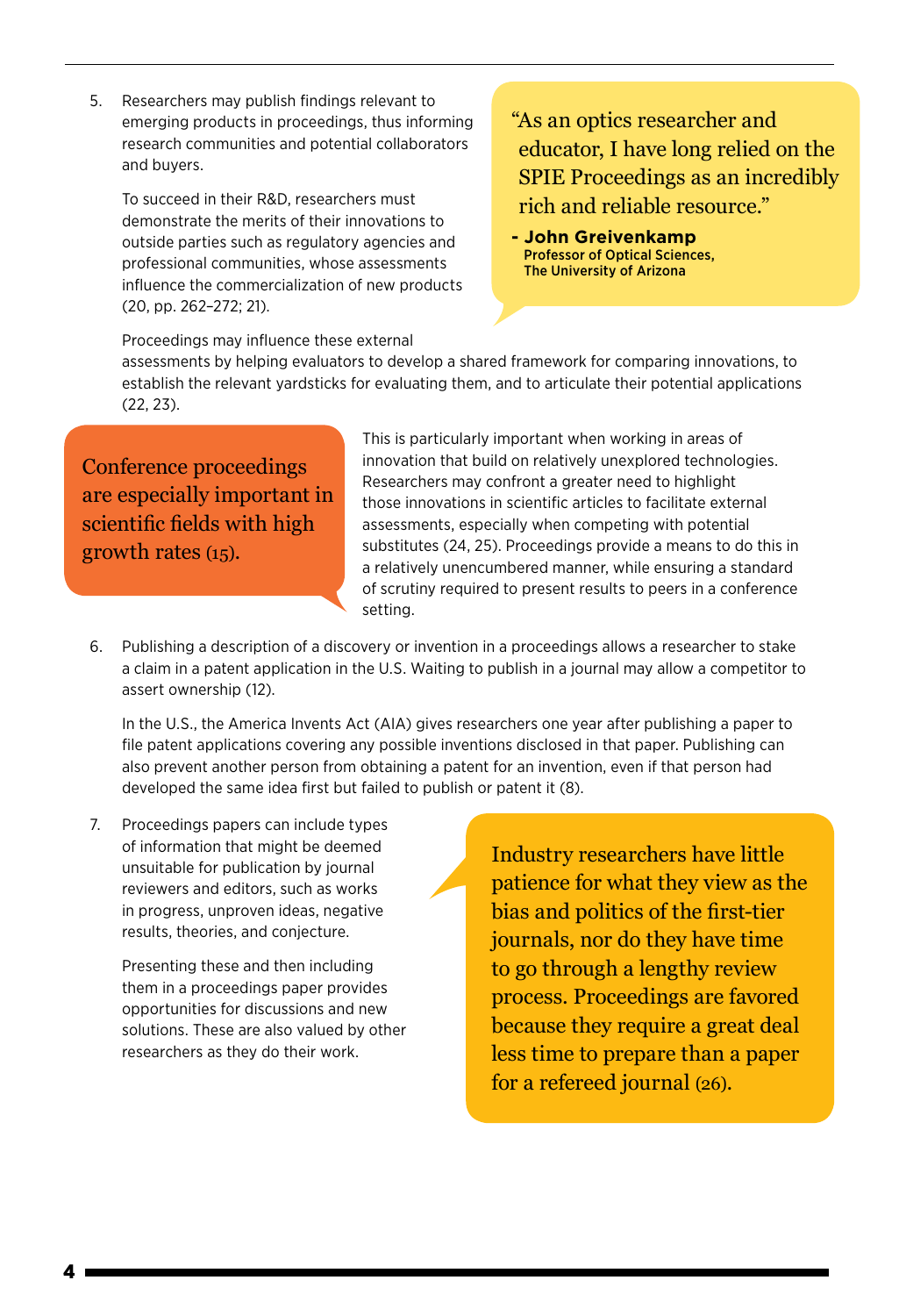5. Researchers may publish findings relevant to emerging products in proceedings, thus informing research communities and potential collaborators and buyers.

   To succeed in their R&D, researchers must demonstrate the merits of their innovations to outside parties such as regulatory agencies and professional communities, whose assessments influence the commercialization of new products (20, pp. 262–272; 21).

   Proceedings may influence these external assessments by helping evaluators to develop a shared framework for comparing innovations, to establish the relevant yardsticks for evaluating them, and to articulate their potential applications (22, 23).

   This is particularly important when working in areas of innovation that build on relatively unexplored technologies. Researchers may confront a greater need to highlight those innovations in scientific articles to facilitate external assessments, especially when competing with potential substitutes (24, 25). Proceedings provide a means to do this in a relatively unencumbered manner, while ensuring a standard of scrutiny required to present results to peers in a conference setting.

> "As an optics researcher and educator, I have long relied on the SPIE Proceedings as an incredibly rich and reliable resource."
>
> **- John Greivenkamp**
> **Professor of Optical Sciences, The University of Arizona**

> Conference proceedings are especially important in scientific fields with high growth rates (15).

6. Publishing a description of a discovery or invention in a proceedings allows a researcher to stake a claim in a patent application in the U.S. Waiting to publish in a journal may allow a competitor to assert ownership (12).

   In the U.S., the America Invents Act (AIA) gives researchers one year after publishing a paper to file patent applications covering any possible inventions disclosed in that paper. Publishing can also prevent another person from obtaining a patent for an invention, even if that person had developed the same idea first but failed to publish or patent it (8).

7. Proceedings papers can include types of information that might be deemed unsuitable for publication by journal reviewers and editors, such as works in progress, unproven ideas, negative results, theories, and conjecture.

   Presenting these and then including them in a proceedings paper provides opportunities for discussions and new solutions. These are also valued by other researchers as they do their work.

> Industry researchers have little patience for what they view as the bias and politics of the first-tier journals, nor do they have time to go through a lengthy review process. Proceedings are favored because they require a great deal less time to prepare than a paper for a refereed journal (26).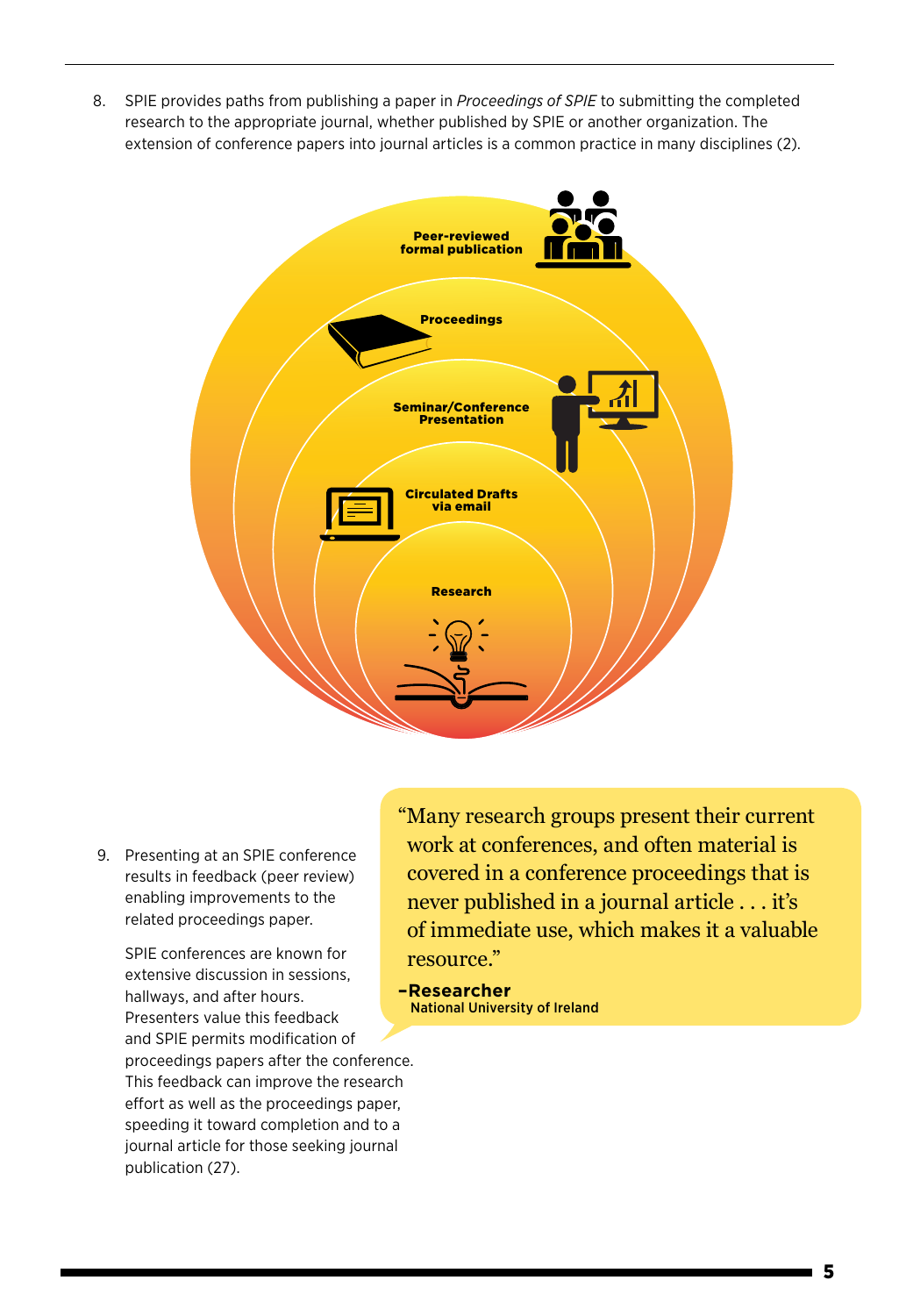8. SPIE provides paths from publishing a paper in *Proceedings of SPIE* to submitting the completed research to the appropriate journal, whether published by SPIE or another organization. The extension of conference papers into journal articles is a common practice in many disciplines (2).

**Peer-reviewed formal publication**

**Proceedings**

**Seminar/Conference Presentation**

**Circulated Drafts via email**

**Research**

9. Presenting at an SPIE conference results in feedback (peer review) enabling improvements to the related proceedings paper.

   SPIE conferences are known for extensive discussion in sessions, hallways, and after hours. Presenters value this feedback and SPIE permits modification of proceedings papers after the conference. This feedback can improve the research effort as well as the proceedings paper, speeding it toward completion and to a journal article for those seeking journal publication (27).

> "Many research groups present their current work at conferences, and often material is covered in a conference proceedings that is never published in a journal article . . . it's of immediate use, which makes it a valuable resource."
>
> **–Researcher**
> National University of Ireland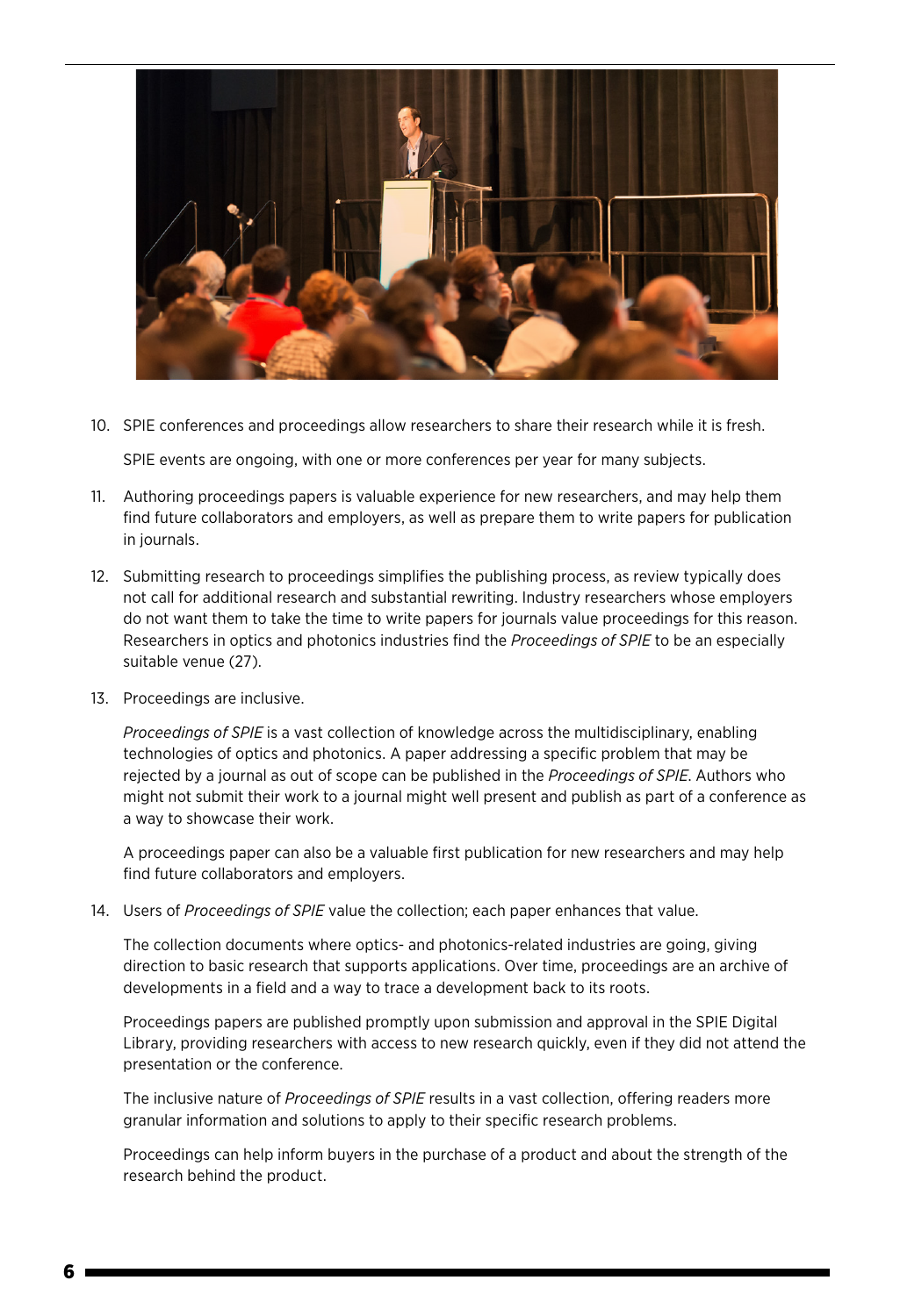10. SPIE conferences and proceedings allow researchers to share their research while it is fresh.

    SPIE events are ongoing, with one or more conferences per year for many subjects.

11. Authoring proceedings papers is valuable experience for new researchers, and may help them find future collaborators and employers, as well as prepare them to write papers for publication in journals.

12. Submitting research to proceedings simplifies the publishing process, as review typically does not call for additional research and substantial rewriting. Industry researchers whose employers do not want them to take the time to write papers for journals value proceedings for this reason. Researchers in optics and photonics industries find the *Proceedings of SPIE* to be an especially suitable venue (27).

13. Proceedings are inclusive.

    *Proceedings of SPIE* is a vast collection of knowledge across the multidisciplinary, enabling technologies of optics and photonics. A paper addressing a specific problem that may be rejected by a journal as out of scope can be published in the *Proceedings of SPIE*. Authors who might not submit their work to a journal might well present and publish as part of a conference as a way to showcase their work.

    A proceedings paper can also be a valuable first publication for new researchers and may help find future collaborators and employers.

14. Users of *Proceedings of SPIE* value the collection; each paper enhances that value.

    The collection documents where optics- and photonics-related industries are going, giving direction to basic research that supports applications. Over time, proceedings are an archive of developments in a field and a way to trace a development back to its roots.

    Proceedings papers are published promptly upon submission and approval in the SPIE Digital Library, providing researchers with access to new research quickly, even if they did not attend the presentation or the conference.

    The inclusive nature of *Proceedings of SPIE* results in a vast collection, offering readers more granular information and solutions to apply to their specific research problems.

    Proceedings can help inform buyers in the purchase of a product and about the strength of the research behind the product.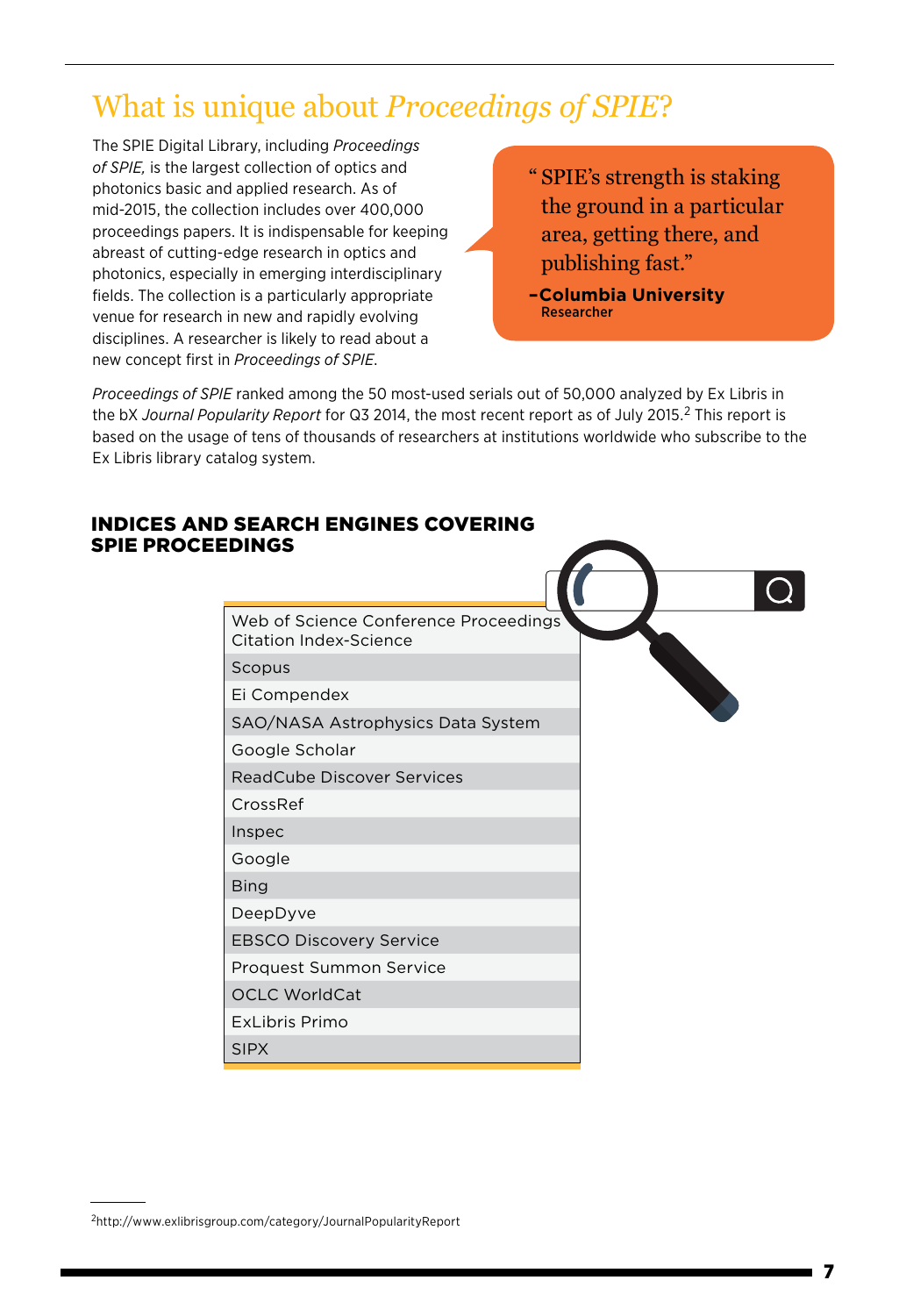# What is unique about *Proceedings of SPIE*?

The SPIE Digital Library, including *Proceedings of SPIE,* is the largest collection of optics and photonics basic and applied research. As of mid-2015, the collection includes over 400,000 proceedings papers. It is indispensable for keeping abreast of cutting-edge research in optics and photonics, especially in emerging interdisciplinary fields. The collection is a particularly appropriate venue for research in new and rapidly evolving disciplines. A researcher is likely to read about a new concept first in *Proceedings of SPIE*.

> "SPIE's strength is staking the ground in a particular area, getting there, and publishing fast."
>
> **–Columbia University** Researcher

*Proceedings of SPIE* ranked among the 50 most-used serials out of 50,000 analyzed by Ex Libris in the bX *Journal Popularity Report* for Q3 2014, the most recent report as of July 2015.[2] This report is based on the usage of tens of thousands of researchers at institutions worldwide who subscribe to the Ex Libris library catalog system.

## INDICES AND SEARCH ENGINES COVERING SPIE PROCEEDINGS

- Web of Science Conference Proceedings Citation Index-Science
- Scopus
- Ei Compendex
- SAO/NASA Astrophysics Data System
- Google Scholar
- ReadCube Discover Services
- CrossRef
- Inspec
- Google
- Bing
- DeepDyve
- EBSCO Discovery Service
- Proquest Summon Service
- OCLC WorldCat
- ExLibris Primo
- SIPX

[2] http://www.exlibrisgroup.com/category/JournalPopularityReport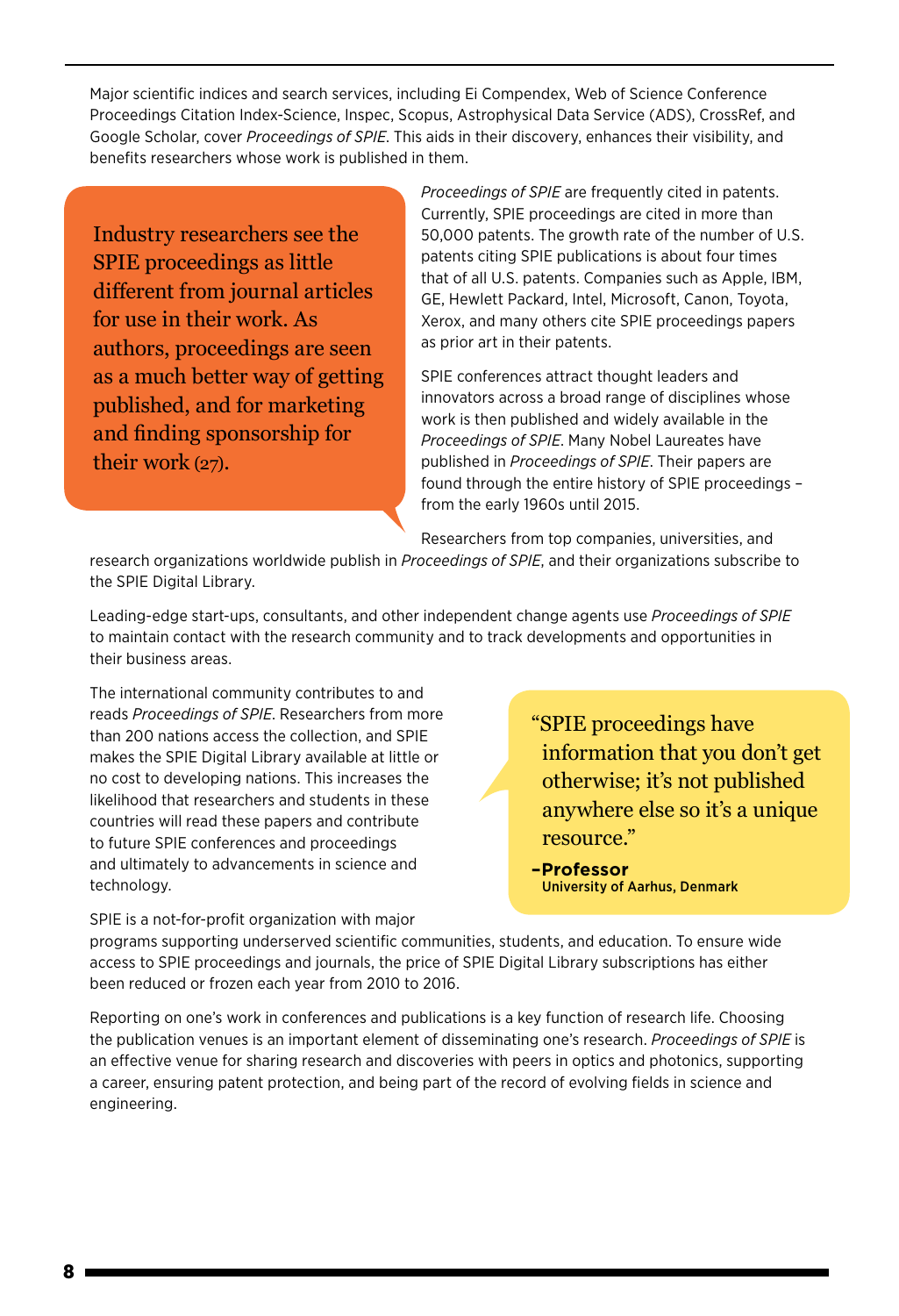Major scientific indices and search services, including Ei Compendex, Web of Science Conference Proceedings Citation Index-Science, Inspec, Scopus, Astrophysical Data Service (ADS), CrossRef, and Google Scholar, cover *Proceedings of SPIE*. This aids in their discovery, enhances their visibility, and benefits researchers whose work is published in them.

> Industry researchers see the SPIE proceedings as little different from journal articles for use in their work. As authors, proceedings are seen as a much better way of getting published, and for marketing and finding sponsorship for their work (27).

*Proceedings of SPIE* are frequently cited in patents. Currently, SPIE proceedings are cited in more than 50,000 patents. The growth rate of the number of U.S. patents citing SPIE publications is about four times that of all U.S. patents. Companies such as Apple, IBM, GE, Hewlett Packard, Intel, Microsoft, Canon, Toyota, Xerox, and many others cite SPIE proceedings papers as prior art in their patents.

SPIE conferences attract thought leaders and innovators across a broad range of disciplines whose work is then published and widely available in the *Proceedings of SPIE*. Many Nobel Laureates have published in *Proceedings of SPIE*. Their papers are found through the entire history of SPIE proceedings – from the early 1960s until 2015.

Researchers from top companies, universities, and research organizations worldwide publish in *Proceedings of SPIE*, and their organizations subscribe to the SPIE Digital Library.

Leading-edge start-ups, consultants, and other independent change agents use *Proceedings of SPIE* to maintain contact with the research community and to track developments and opportunities in their business areas.

The international community contributes to and reads *Proceedings of SPIE*. Researchers from more than 200 nations access the collection, and SPIE makes the SPIE Digital Library available at little or no cost to developing nations. This increases the likelihood that researchers and students in these countries will read these papers and contribute to future SPIE conferences and proceedings and ultimately to advancements in science and technology.

> "SPIE proceedings have information that you don't get otherwise; it's not published anywhere else so it's a unique resource."
>
> **–Professor**
> **University of Aarhus, Denmark**

SPIE is a not-for-profit organization with major programs supporting underserved scientific communities, students, and education. To ensure wide access to SPIE proceedings and journals, the price of SPIE Digital Library subscriptions has either been reduced or frozen each year from 2010 to 2016.

Reporting on one's work in conferences and publications is a key function of research life. Choosing the publication venues is an important element of disseminating one's research. *Proceedings of SPIE* is an effective venue for sharing research and discoveries with peers in optics and photonics, supporting a career, ensuring patent protection, and being part of the record of evolving fields in science and engineering.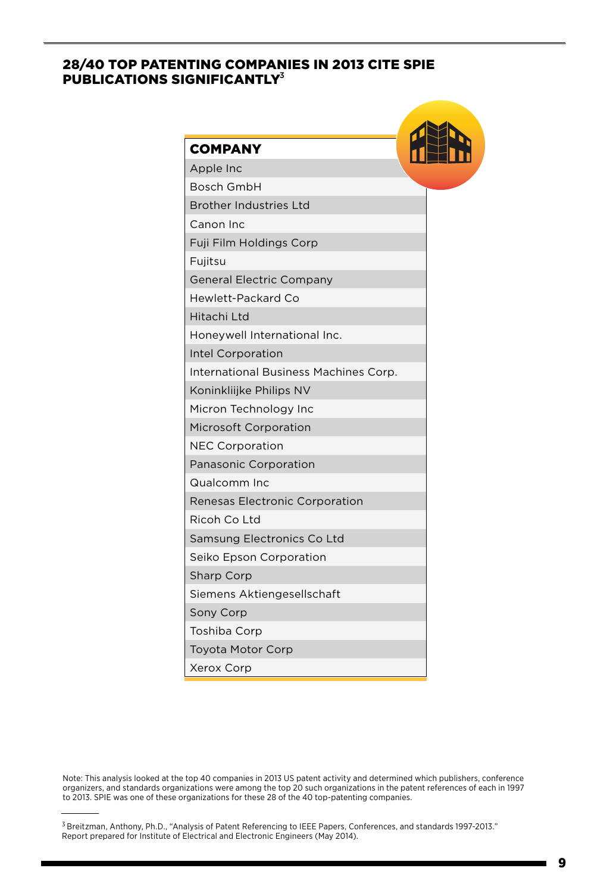## 28/40 TOP PATENTING COMPANIES IN 2013 CITE SPIE PUBLICATIONS SIGNIFICANTLY[3]

| COMPANY |
|---|
| Apple Inc |
| Bosch GmbH |
| Brother Industries Ltd |
| Canon Inc |
| Fuji Film Holdings Corp |
| Fujitsu |
| General Electric Company |
| Hewlett-Packard Co |
| Hitachi Ltd |
| Honeywell International Inc. |
| Intel Corporation |
| International Business Machines Corp. |
| Koninkliijke Philips NV |
| Micron Technology Inc |
| Microsoft Corporation |
| NEC Corporation |
| Panasonic Corporation |
| Qualcomm Inc |
| Renesas Electronic Corporation |
| Ricoh Co Ltd |
| Samsung Electronics Co Ltd |
| Seiko Epson Corporation |
| Sharp Corp |
| Siemens Aktiengesellschaft |
| Sony Corp |
| Toshiba Corp |
| Toyota Motor Corp |
| Xerox Corp |

Note: This analysis looked at the top 40 companies in 2013 US patent activity and determined which publishers, conference organizers, and standards organizations were among the top 20 such organizations in the patent references of each in 1997 to 2013. SPIE was one of these organizations for these 28 of the 40 top-patenting companies.

---

[3] Breitzman, Anthony, Ph.D., "Analysis of Patent Referencing to IEEE Papers, Conferences, and standards 1997-2013." Report prepared for Institute of Electrical and Electronic Engineers (May 2014).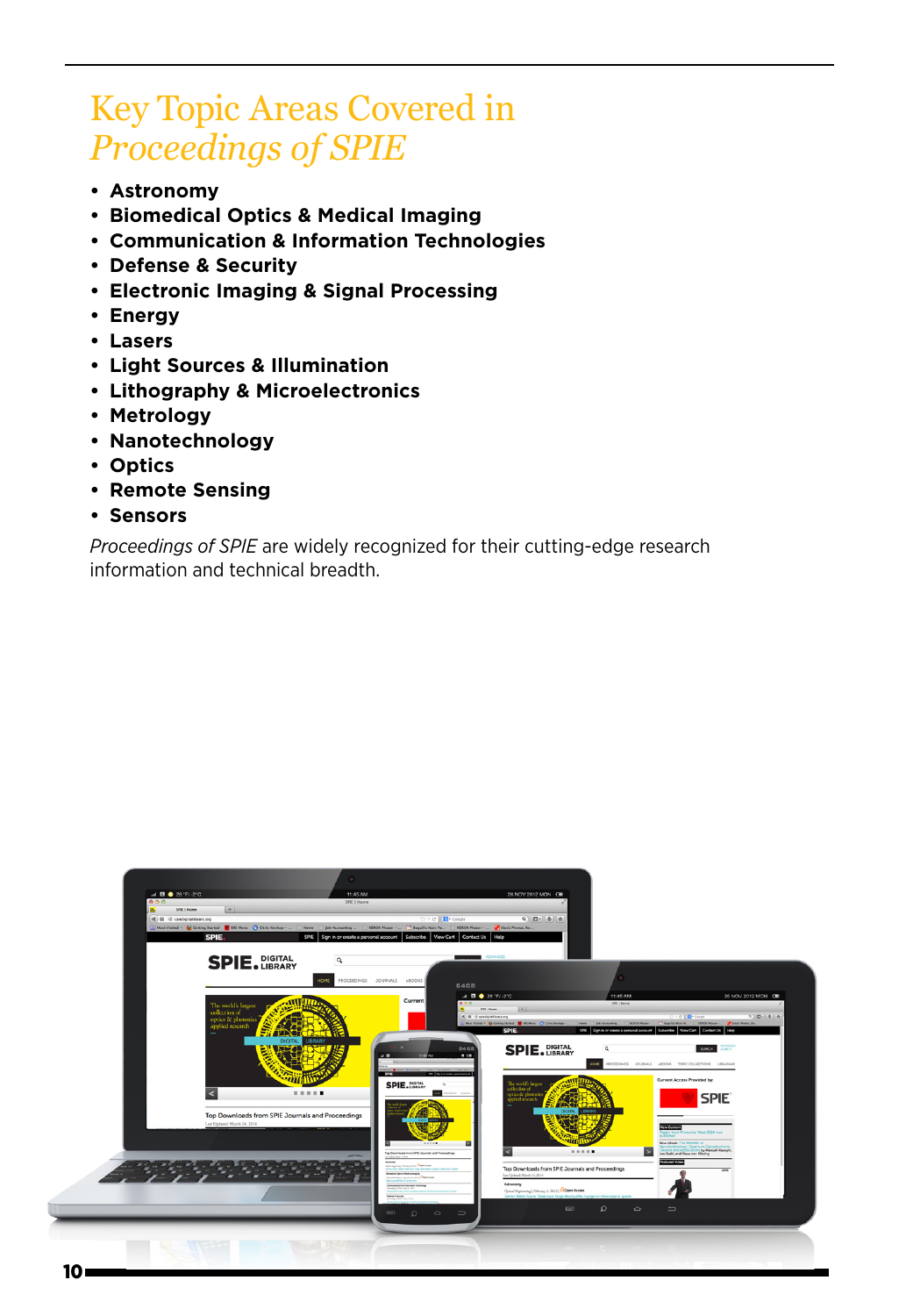# Key Topic Areas Covered in *Proceedings of SPIE*

- **Astronomy**
- **Biomedical Optics & Medical Imaging**
- **Communication & Information Technologies**
- **Defense & Security**
- **Electronic Imaging & Signal Processing**
- **Energy**
- **Lasers**
- **Light Sources & Illumination**
- **Lithography & Microelectronics**
- **Metrology**
- **Nanotechnology**
- **Optics**
- **Remote Sensing**
- **Sensors**

*Proceedings of SPIE* are widely recognized for their cutting-edge research information and technical breadth.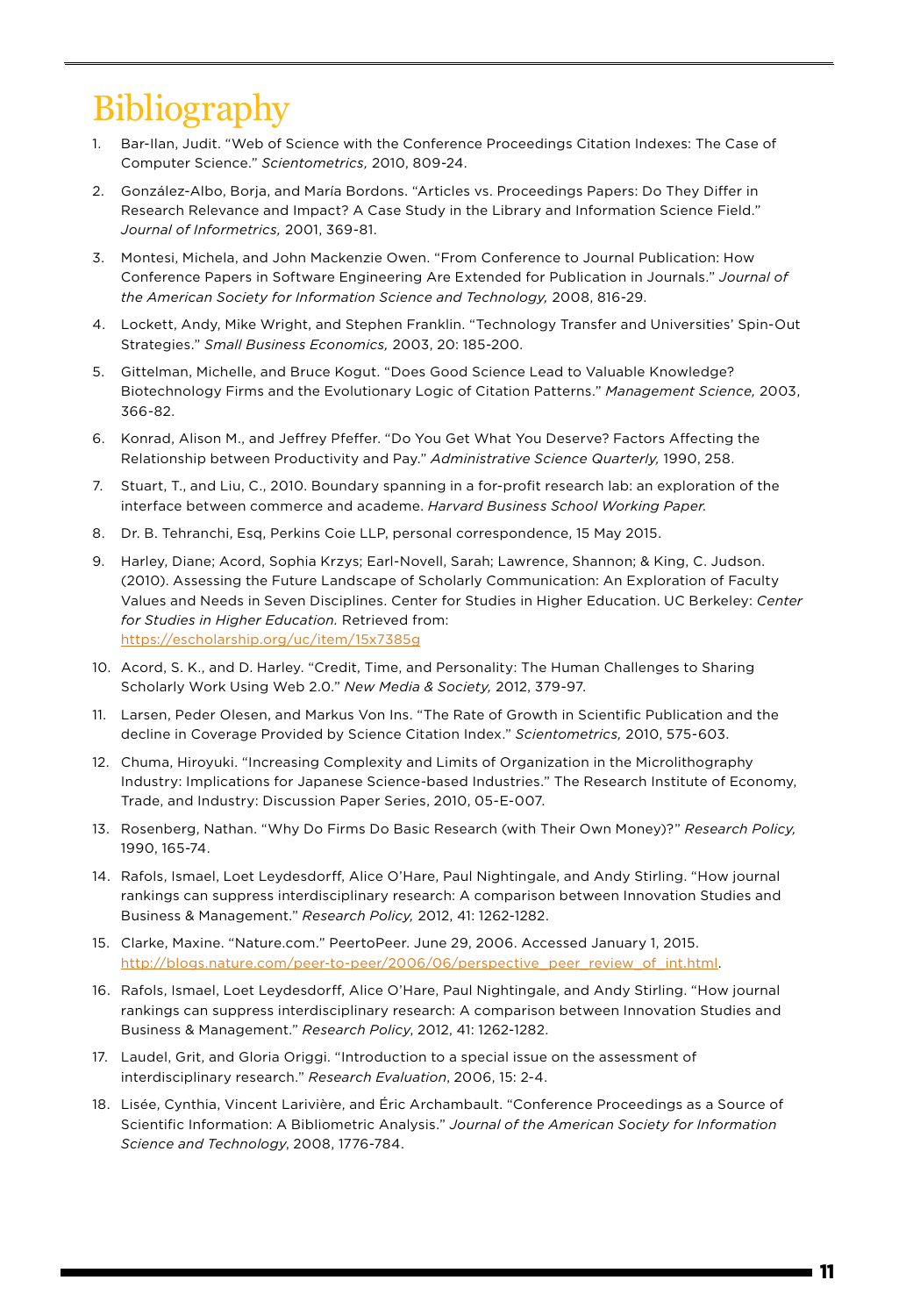# Bibliography

1. Bar-Ilan, Judit. "Web of Science with the Conference Proceedings Citation Indexes: The Case of Computer Science." *Scientometrics,* 2010, 809-24.
2. González-Albo, Borja, and María Bordons. "Articles vs. Proceedings Papers: Do They Differ in Research Relevance and Impact? A Case Study in the Library and Information Science Field." *Journal of Informetrics,* 2001, 369-81.
3. Montesi, Michela, and John Mackenzie Owen. "From Conference to Journal Publication: How Conference Papers in Software Engineering Are Extended for Publication in Journals." *Journal of the American Society for Information Science and Technology,* 2008, 816-29.
4. Lockett, Andy, Mike Wright, and Stephen Franklin. "Technology Transfer and Universities' Spin-Out Strategies." *Small Business Economics,* 2003, 20: 185-200.
5. Gittelman, Michelle, and Bruce Kogut. "Does Good Science Lead to Valuable Knowledge? Biotechnology Firms and the Evolutionary Logic of Citation Patterns." *Management Science,* 2003, 366-82.
6. Konrad, Alison M., and Jeffrey Pfeffer. "Do You Get What You Deserve? Factors Affecting the Relationship between Productivity and Pay." *Administrative Science Quarterly,* 1990, 258.
7. Stuart, T., and Liu, C., 2010. Boundary spanning in a for-profit research lab: an exploration of the interface between commerce and academe. *Harvard Business School Working Paper.*
8. Dr. B. Tehranchi, Esq, Perkins Coie LLP, personal correspondence, 15 May 2015.
9. Harley, Diane; Acord, Sophia Krzys; Earl-Novell, Sarah; Lawrence, Shannon; & King, C. Judson. (2010). Assessing the Future Landscape of Scholarly Communication: An Exploration of Faculty Values and Needs in Seven Disciplines. Center for Studies in Higher Education. UC Berkeley: *Center for Studies in Higher Education.* Retrieved from: https://escholarship.org/uc/item/15x7385g
10. Acord, S. K., and D. Harley. "Credit, Time, and Personality: The Human Challenges to Sharing Scholarly Work Using Web 2.0." *New Media & Society,* 2012, 379-97.
11. Larsen, Peder Olesen, and Markus Von Ins. "The Rate of Growth in Scientific Publication and the decline in Coverage Provided by Science Citation Index." *Scientometrics,* 2010, 575-603.
12. Chuma, Hiroyuki. "Increasing Complexity and Limits of Organization in the Microlithography Industry: Implications for Japanese Science-based Industries." The Research Institute of Economy, Trade, and Industry: Discussion Paper Series, 2010, 05-E-007.
13. Rosenberg, Nathan. "Why Do Firms Do Basic Research (with Their Own Money)?" *Research Policy,* 1990, 165-74.
14. Rafols, Ismael, Loet Leydesdorff, Alice O'Hare, Paul Nightingale, and Andy Stirling. "How journal rankings can suppress interdisciplinary research: A comparison between Innovation Studies and Business & Management." *Research Policy,* 2012, 41: 1262-1282.
15. Clarke, Maxine. "Nature.com." PeertoPeer. June 29, 2006. Accessed January 1, 2015. http://blogs.nature.com/peer-to-peer/2006/06/perspective_peer_review_of_int.html.
16. Rafols, Ismael, Loet Leydesdorff, Alice O'Hare, Paul Nightingale, and Andy Stirling. "How journal rankings can suppress interdisciplinary research: A comparison between Innovation Studies and Business & Management." *Research Policy*, 2012, 41: 1262-1282.
17. Laudel, Grit, and Gloria Origgi. "Introduction to a special issue on the assessment of interdisciplinary research." *Research Evaluation*, 2006, 15: 2-4.
18. Lisée, Cynthia, Vincent Larivière, and Éric Archambault. "Conference Proceedings as a Source of Scientific Information: A Bibliometric Analysis." *Journal of the American Society for Information Science and Technology*, 2008, 1776-784.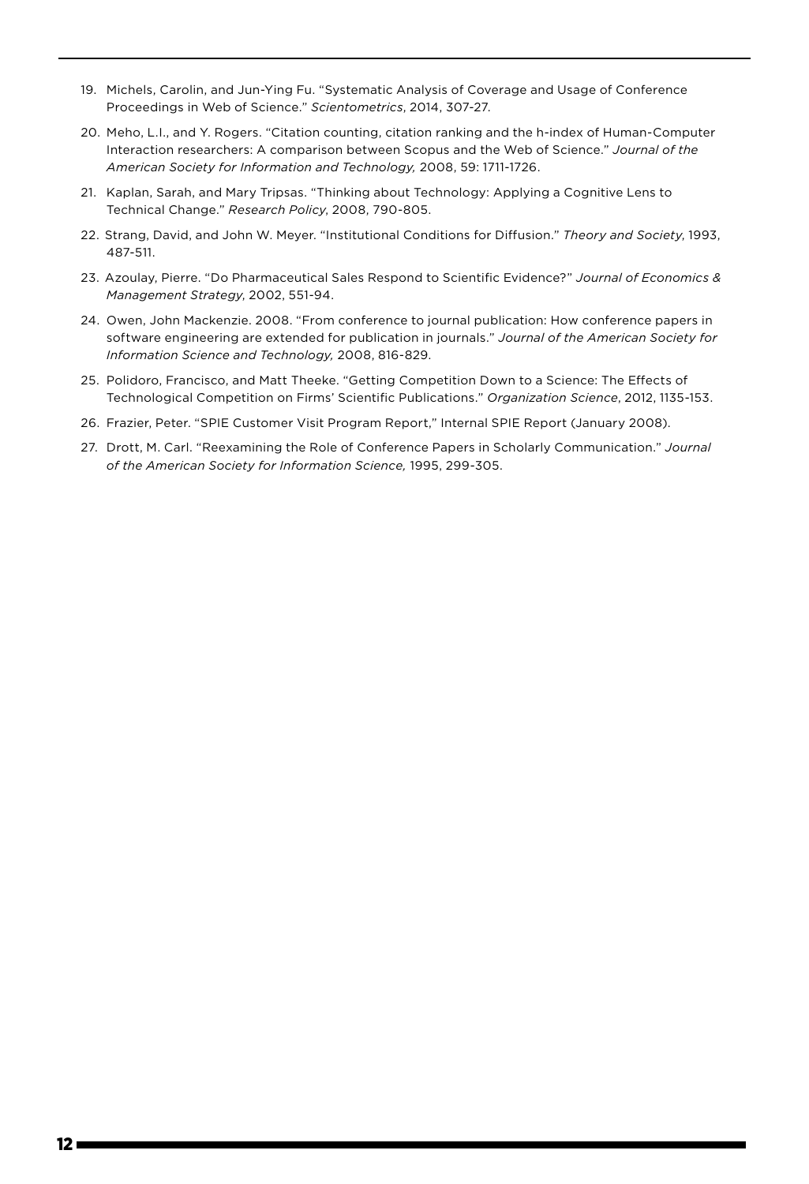19. Michels, Carolin, and Jun-Ying Fu. "Systematic Analysis of Coverage and Usage of Conference Proceedings in Web of Science." *Scientometrics*, 2014, 307-27.

20. Meho, L.I., and Y. Rogers. "Citation counting, citation ranking and the h-index of Human-Computer Interaction researchers: A comparison between Scopus and the Web of Science." *Journal of the American Society for Information and Technology,* 2008, 59: 1711-1726.

21. Kaplan, Sarah, and Mary Tripsas. "Thinking about Technology: Applying a Cognitive Lens to Technical Change." *Research Policy*, 2008, 790-805.

22. Strang, David, and John W. Meyer. "Institutional Conditions for Diffusion." *Theory and Society*, 1993, 487-511.

23. Azoulay, Pierre. "Do Pharmaceutical Sales Respond to Scientific Evidence?" *Journal of Economics & Management Strategy*, 2002, 551-94.

24. Owen, John Mackenzie. 2008. "From conference to journal publication: How conference papers in software engineering are extended for publication in journals." *Journal of the American Society for Information Science and Technology,* 2008, 816-829.

25. Polidoro, Francisco, and Matt Theeke. "Getting Competition Down to a Science: The Effects of Technological Competition on Firms' Scientific Publications." *Organization Science*, 2012, 1135-153.

26. Frazier, Peter. "SPIE Customer Visit Program Report," Internal SPIE Report (January 2008).

27. Drott, M. Carl. "Reexamining the Role of Conference Papers in Scholarly Communication." *Journal of the American Society for Information Science,* 1995, 299-305.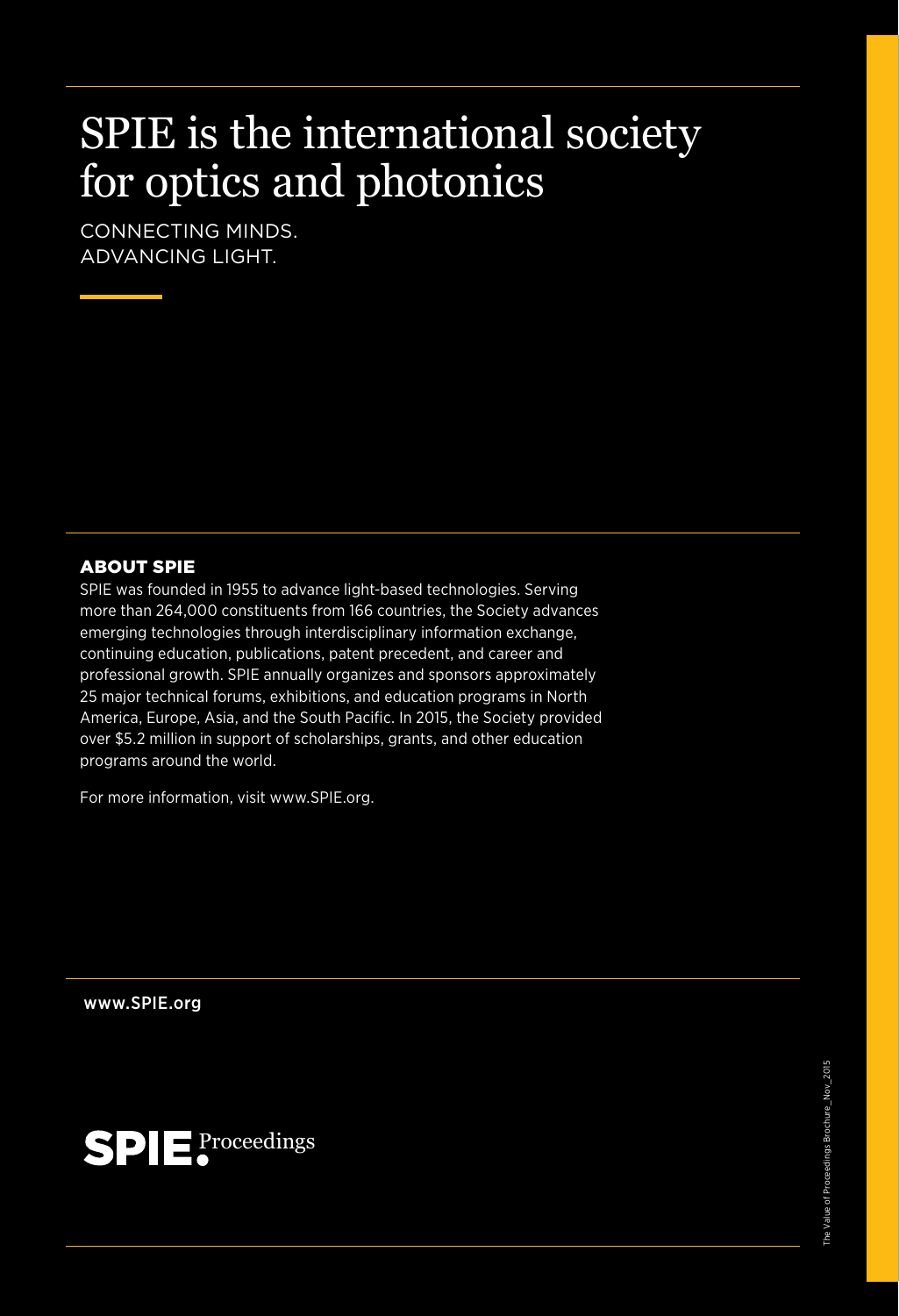# SPIE is the international society for optics and photonics

CONNECTING MINDS.
ADVANCING LIGHT.

## ABOUT SPIE

SPIE was founded in 1955 to advance light-based technologies. Serving more than 264,000 constituents from 166 countries, the Society advances emerging technologies through interdisciplinary information exchange, continuing education, publications, patent precedent, and career and professional growth. SPIE annually organizes and sponsors approximately 25 major technical forums, exhibitions, and education programs in North America, Europe, Asia, and the South Pacific. In 2015, the Society provided over $5.2 million in support of scholarships, grants, and other education programs around the world.

For more information, visit www.SPIE.org.

www.SPIE.org

SPIE. Proceedings

The Value of Proceedings Brochure_Nov_2015